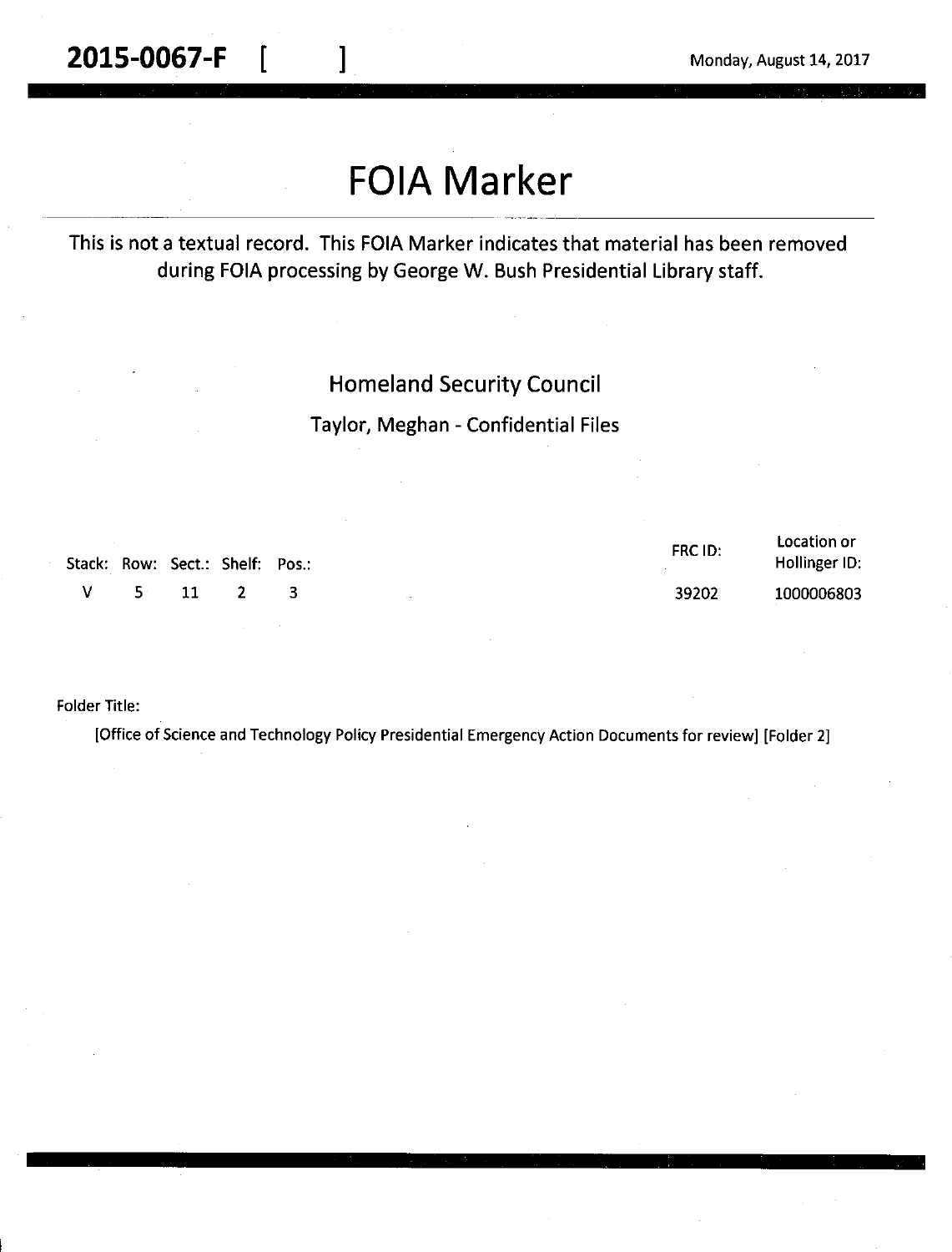**2015-0067-F [ ]** Monday, August 14, 2017

# FOIA Marker

This is not a textual record. This FOIA Marker indicates that material has been removed during FOIA processing by George W. Bush Presidential Library staff.

Homeland Security Council

Taylor, Meghan - Confidential Files

| Stack: | Row: | Sect.: | Shelf: | Pos.: | FRC ID: | Location or Hollinger ID: |
|---|---|---|---|---|---|---|
| V | 5 | 11 | 2 | 3 | 39202 | 1000006803 |

Folder Title:

[Office of Science and Technology Policy Presidential Emergency Action Documents for review] [Folder 2]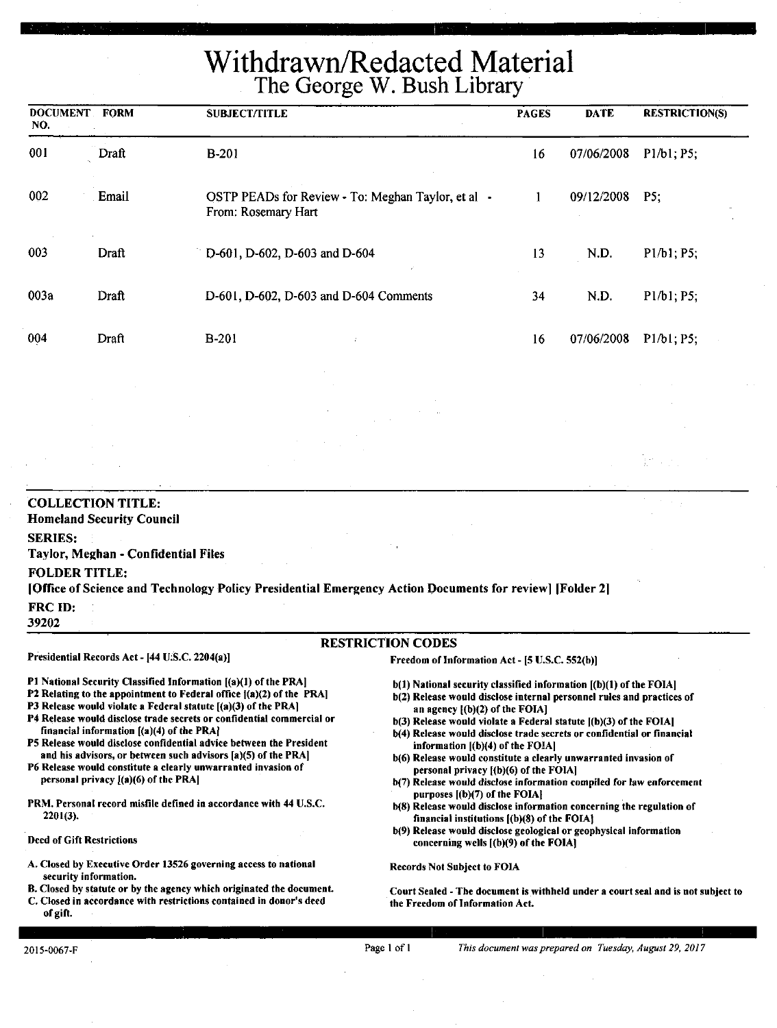# Withdrawn/Redacted Material

## The George W. Bush Library

| DOCUMENT NO. | FORM | SUBJECT/TITLE | PAGES | DATE | RESTRICTION(S) |
|---|---|---|---|---|---|
| 001 | Draft | B-201 | 16 | 07/06/2008 | P1/b1; P5; |
| 002 | Email | OSTP PEADs for Review - To: Meghan Taylor, et al - From: Rosemary Hart | 1 | 09/12/2008 | P5; |
| 003 | Draft | D-601, D-602, D-603 and D-604 | 13 | N.D. | P1/b1; P5; |
| 003a | Draft | D-601, D-602, D-603 and D-604 Comments | 34 | N.D. | P1/b1; P5; |
| 004 | Draft | B-201 | 16 | 07/06/2008 | P1/b1; P5; |

**COLLECTION TITLE:**
**Homeland Security Council**

**SERIES:**
**Taylor, Meghan - Confidential Files**

**FOLDER TITLE:**
**[Office of Science and Technology Policy Presidential Emergency Action Documents for review] [Folder 2]**

**FRC ID:**
**39202**

### RESTRICTION CODES

**Presidential Records Act - [44 U.S.C. 2204(a)]**

**P1** National Security Classified Information [(a)(1) of the PRA]
**P2** Relating to the appointment to Federal office [(a)(2) of the PRA]
**P3** Release would violate a Federal statute [(a)(3) of the PRA]
**P4** Release would disclose trade secrets or confidential commercial or financial information [(a)(4) of the PRA]
**P5** Release would disclose confidential advice between the President and his advisors, or between such advisors [a)(5) of the PRA]
**P6** Release would constitute a clearly unwarranted invasion of personal privacy [(a)(6) of the PRA]

**PRM.** Personal record misfile defined in accordance with 44 U.S.C. 2201(3).

**Deed of Gift Restrictions**

**A.** Closed by Executive Order 13526 governing access to national security information.
**B.** Closed by statute or by the agency which originated the document.
**C.** Closed in accordance with restrictions contained in donor's deed of gift.

**Freedom of Information Act - [5 U.S.C. 552(b)]**

**b(1)** National security classified information [(b)(1) of the FOIA]
**b(2)** Release would disclose internal personnel rules and practices of an agency [(b)(2) of the FOIA]
**b(3)** Release would violate a Federal statute [(b)(3) of the FOIA]
**b(4)** Release would disclose trade secrets or confidential or financial information [(b)(4) of the FOIA]
**b(6)** Release would constitute a clearly unwarranted invasion of personal privacy [(b)(6) of the FOIA]
**b(7)** Release would disclose information compiled for law enforcement purposes [(b)(7) of the FOIA]
**b(8)** Release would disclose information concerning the regulation of financial institutions [(b)(8) of the FOIA]
**b(9)** Release would disclose geological or geophysical information concerning wells [(b)(9) of the FOIA]

**Records Not Subject to FOIA**

**Court Sealed** - The document is withheld under a court seal and is not subject to the Freedom of Information Act.

2015-0067-F

*This document was prepared on Tuesday, August 29, 2017*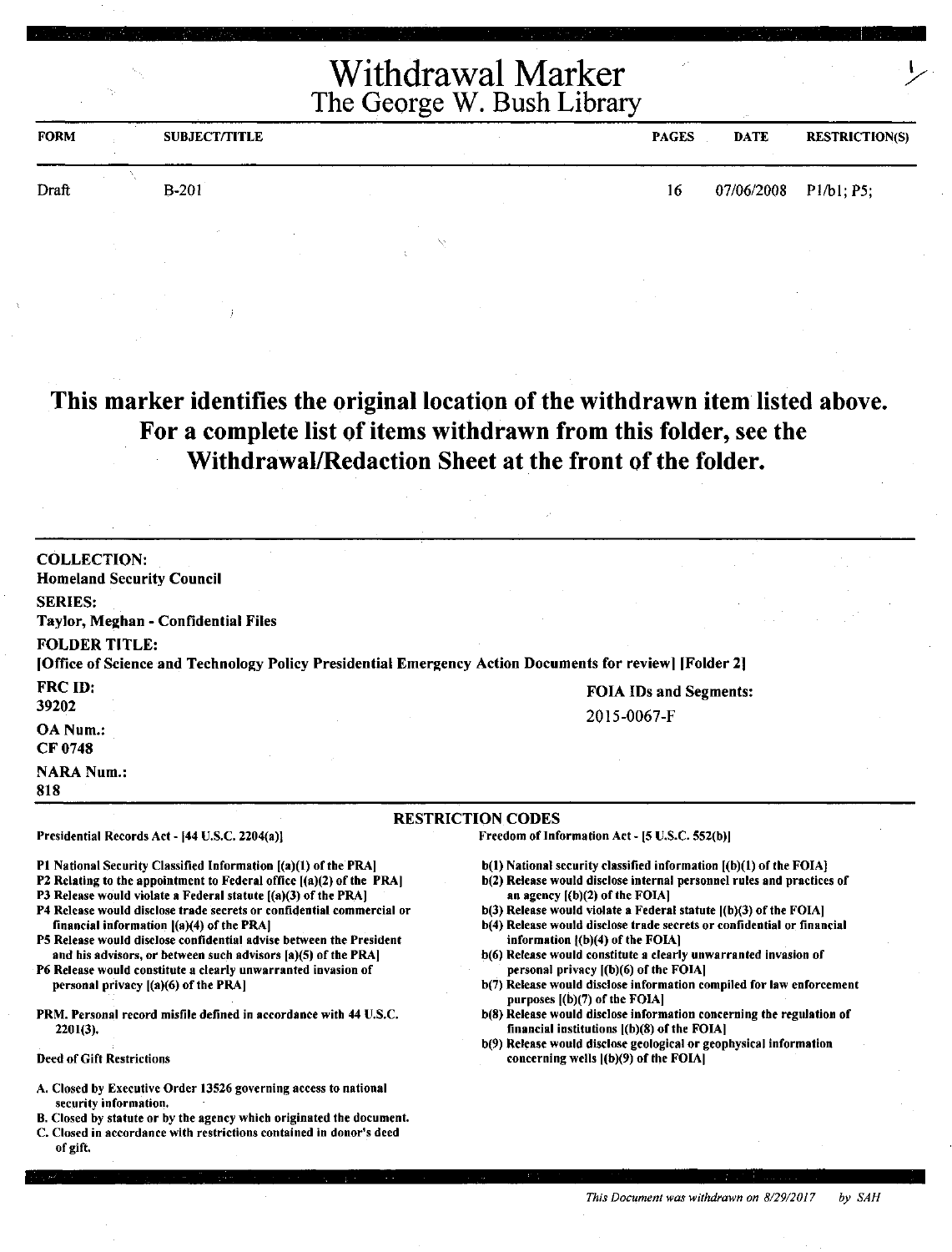# Withdrawal Marker
## The George W. Bush Library

| FORM | SUBJECT/TITLE | PAGES | DATE | RESTRICTION(S) |
|---|---|---|---|---|
| Draft | B-201 | 16 | 07/06/2008 | P1/b1; P5; |

**This marker identifies the original location of the withdrawn item listed above. For a complete list of items withdrawn from this folder, see the Withdrawal/Redaction Sheet at the front of the folder.**

**COLLECTION:**
**Homeland Security Council**

**SERIES:**
**Taylor, Meghan - Confidential Files**

**FOLDER TITLE:**
**[Office of Science and Technology Policy Presidential Emergency Action Documents for review] [Folder 2]**

**FRC ID:**
**39202**

**OA Num.:**
**CF 0748**

**NARA Num.:**
**818**

**FOIA IDs and Segments:**
2015-0067-F

### RESTRICTION CODES

**Presidential Records Act - [44 U.S.C. 2204(a)]**

- P1 National Security Classified Information [(a)(1) of the PRA]
- P2 Relating to the appointment to Federal office [(a)(2) of the PRA]
- P3 Release would violate a Federal statute [(a)(3) of the PRA]
- P4 Release would disclose trade secrets or confidential commercial or financial information [(a)(4) of the PRA]
- P5 Release would disclose confidential advise between the President and his advisors, or between such advisors [a)(5) of the PRA]
- P6 Release would constitute a clearly unwarranted invasion of personal privacy [(a)(6) of the PRA]

PRM. Personal record misfile defined in accordance with 44 U.S.C. 2201(3).

Deed of Gift Restrictions

- A. Closed by Executive Order 13526 governing access to national security information.
- B. Closed by statute or by the agency which originated the document.
- C. Closed in accordance with restrictions contained in donor's deed of gift.

**Freedom of Information Act - [5 U.S.C. 552(b)]**

- b(1) National security classified information [(b)(1) of the FOIA]
- b(2) Release would disclose internal personnel rules and practices of an agency [(b)(2) of the FOIA]
- b(3) Release would violate a Federal statute [(b)(3) of the FOIA]
- b(4) Release would disclose trade secrets or confidential or financial information [(b)(4) of the FOIA]
- b(6) Release would constitute a clearly unwarranted invasion of personal privacy [(b)(6) of the FOIA]
- b(7) Release would disclose information compiled for law enforcement purposes [(b)(7) of the FOIA]
- b(8) Release would disclose information concerning the regulation of financial institutions [(b)(8) of the FOIA]
- b(9) Release would disclose geological or geophysical information concerning wells [(b)(9) of the FOIA]

*This Document was withdrawn on 8/29/2017 by SAH*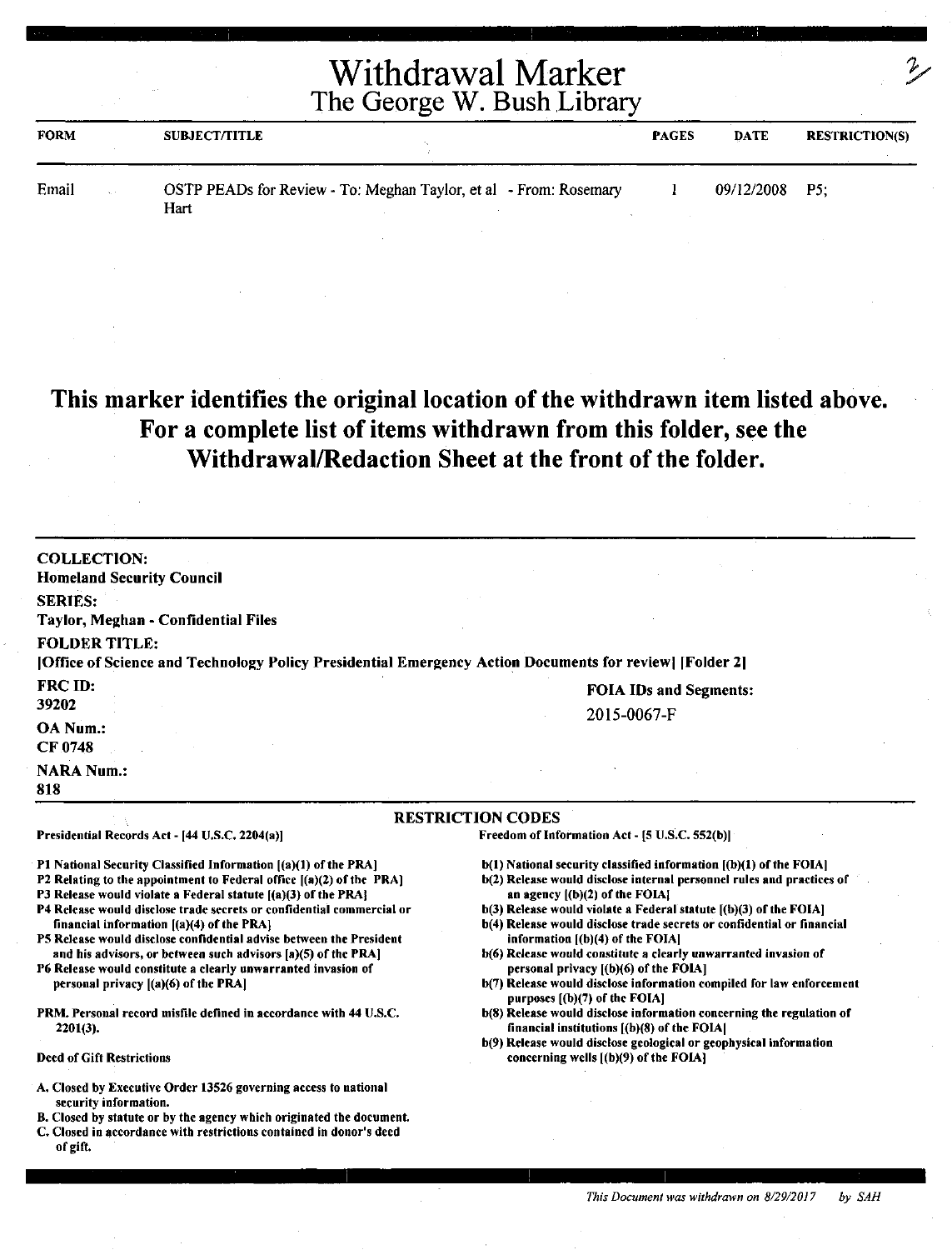# Withdrawal Marker
## The George W. Bush Library

| FORM | SUBJECT/TITLE | PAGES | DATE | RESTRICTION(S) |
|---|---|---|---|---|
| Email | OSTP PEADs for Review - To: Meghan Taylor, et al - From: Rosemary Hart | 1 | 09/12/2008 | P5; |

**This marker identifies the original location of the withdrawn item listed above. For a complete list of items withdrawn from this folder, see the Withdrawal/Redaction Sheet at the front of the folder.**

**COLLECTION:**
**Homeland Security Council**

**SERIES:**
**Taylor, Meghan - Confidential Files**

**FOLDER TITLE:**
**[Office of Science and Technology Policy Presidential Emergency Action Documents for review] [Folder 2]**

**FRC ID:**
**39202**

**OA Num.:**
**CF 0748**

**NARA Num.:**
**818**

**FOIA IDs and Segments:**
2015-0067-F

**RESTRICTION CODES**

**Presidential Records Act - [44 U.S.C. 2204(a)]**

- **P1 National Security Classified Information [(a)(1) of the PRA]**
- **P2 Relating to the appointment to Federal office [(a)(2) of the PRA]**
- **P3 Release would violate a Federal statute [(a)(3) of the PRA]**
- **P4 Release would disclose trade secrets or confidential commercial or financial information [(a)(4) of the PRA]**
- **P5 Release would disclose confidential advise between the President and his advisors, or between such advisors [a)(5) of the PRA]**
- **P6 Release would constitute a clearly unwarranted invasion of personal privacy [(a)(6) of the PRA]**

**PRM. Personal record misfile defined in accordance with 44 U.S.C. 2201(3).**

**Deed of Gift Restrictions**

- **A. Closed by Executive Order 13526 governing access to national security information.**
- **B. Closed by statute or by the agency which originated the document.**
- **C. Closed in accordance with restrictions contained in donor's deed of gift.**

**Freedom of Information Act - [5 U.S.C. 552(b)]**

- **b(1) National security classified information [(b)(1) of the FOIA]**
- **b(2) Release would disclose internal personnel rules and practices of an agency [(b)(2) of the FOIA]**
- **b(3) Release would violate a Federal statute [(b)(3) of the FOIA]**
- **b(4) Release would disclose trade secrets or confidential or financial information [(b)(4) of the FOIA]**
- **b(6) Release would constitute a clearly unwarranted invasion of personal privacy [(b)(6) of the FOIA]**
- **b(7) Release would disclose information compiled for law enforcement purposes [(b)(7) of the FOIA]**
- **b(8) Release would disclose information concerning the regulation of financial institutions [(b)(8) of the FOIA]**
- **b(9) Release would disclose geological or geophysical information concerning wells [(b)(9) of the FOIA]**

*This Document was withdrawn on 8/29/2017 by SAH*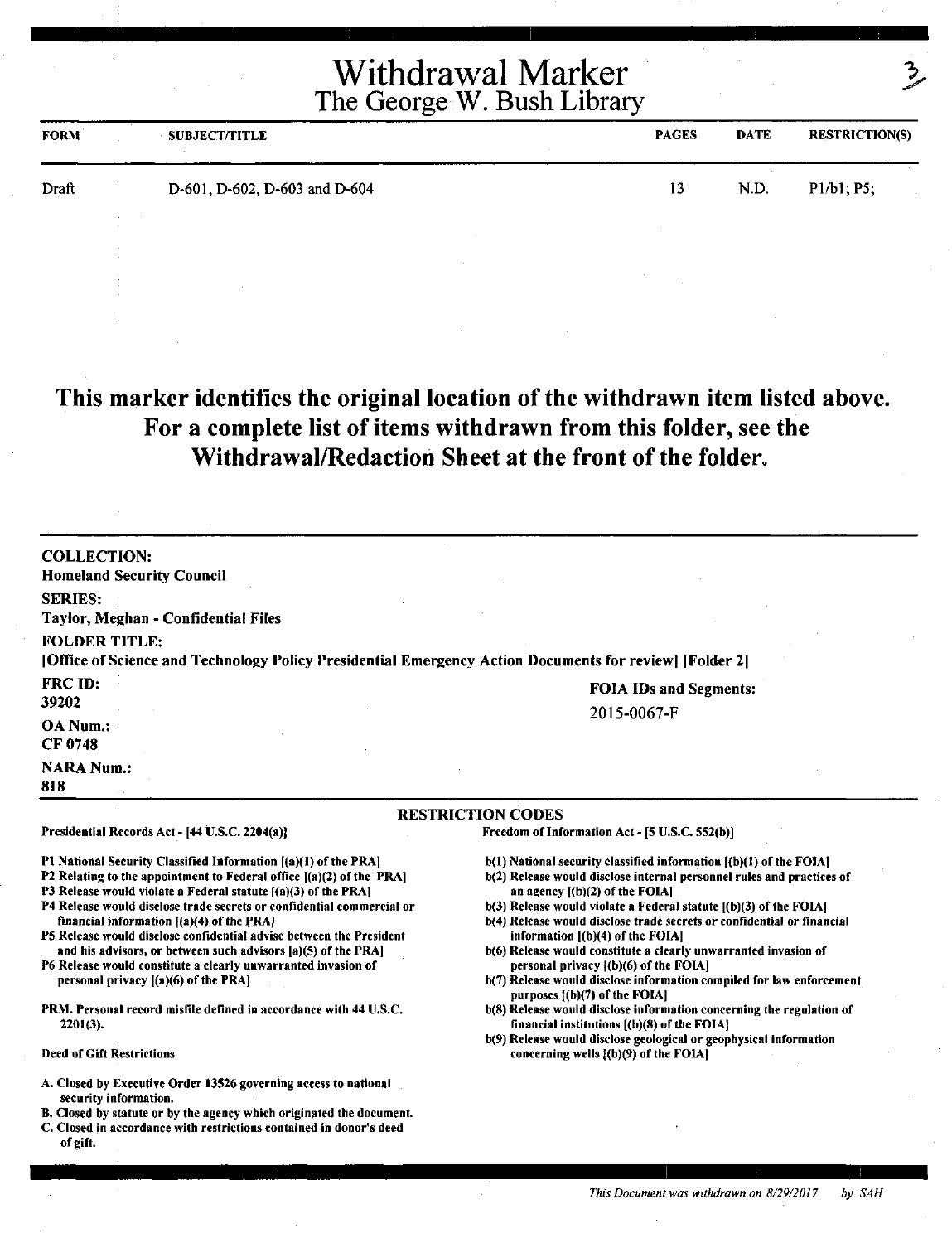# Withdrawal Marker
## The George W. Bush Library

3

| FORM | SUBJECT/TITLE | PAGES | DATE | RESTRICTION(S) |
|---|---|---|---|---|
| Draft | D-601, D-602, D-603 and D-604 | 13 | N.D. | P1/b1; P5; |

**This marker identifies the original location of the withdrawn item listed above. For a complete list of items withdrawn from this folder, see the Withdrawal/Redaction Sheet at the front of the folder.**

**COLLECTION:**
Homeland Security Council

**SERIES:**
Taylor, Meghan - Confidential Files

**FOLDER TITLE:**
[Office of Science and Technology Policy Presidential Emergency Action Documents for review] [Folder 2]

**FRC ID:**
39202

**FOIA IDs and Segments:**
2015-0067-F

**OA Num.:**
CF 0748

**NARA Num.:**
818

### RESTRICTION CODES

**Presidential Records Act - [44 U.S.C. 2204(a)]**

P1 National Security Classified Information [(a)(1) of the PRA]
P2 Relating to the appointment to Federal office [(a)(2) of the PRA]
P3 Release would violate a Federal statute [(a)(3) of the PRA]
P4 Release would disclose trade secrets or confidential commercial or financial information [(a)(4) of the PRA]
P5 Release would disclose confidential advise between the President and his advisors, or between such advisors [a)(5) of the PRA]
P6 Release would constitute a clearly unwarranted invasion of personal privacy [(a)(6) of the PRA]

PRM. Personal record misfile defined in accordance with 44 U.S.C. 2201(3).

Deed of Gift Restrictions

A. Closed by Executive Order 13526 governing access to national security information.
B. Closed by statute or by the agency which originated the document.
C. Closed in accordance with restrictions contained in donor's deed of gift.

**Freedom of Information Act - [5 U.S.C. 552(b)]**

b(1) National security classified information [(b)(1) of the FOIA]
b(2) Release would disclose internal personnel rules and practices of an agency [(b)(2) of the FOIA]
b(3) Release would violate a Federal statute [(b)(3) of the FOIA]
b(4) Release would disclose trade secrets or confidential or financial information [(b)(4) of the FOIA]
b(6) Release would constitute a clearly unwarranted invasion of personal privacy [(b)(6) of the FOIA]
b(7) Release would disclose information compiled for law enforcement purposes [(b)(7) of the FOIA]
b(8) Release would disclose information concerning the regulation of financial institutions [(b)(8) of the FOIA]
b(9) Release would disclose geological or geophysical information concerning wells [(b)(9) of the FOIA]

*This Document was withdrawn on 8/29/2017 by SAH*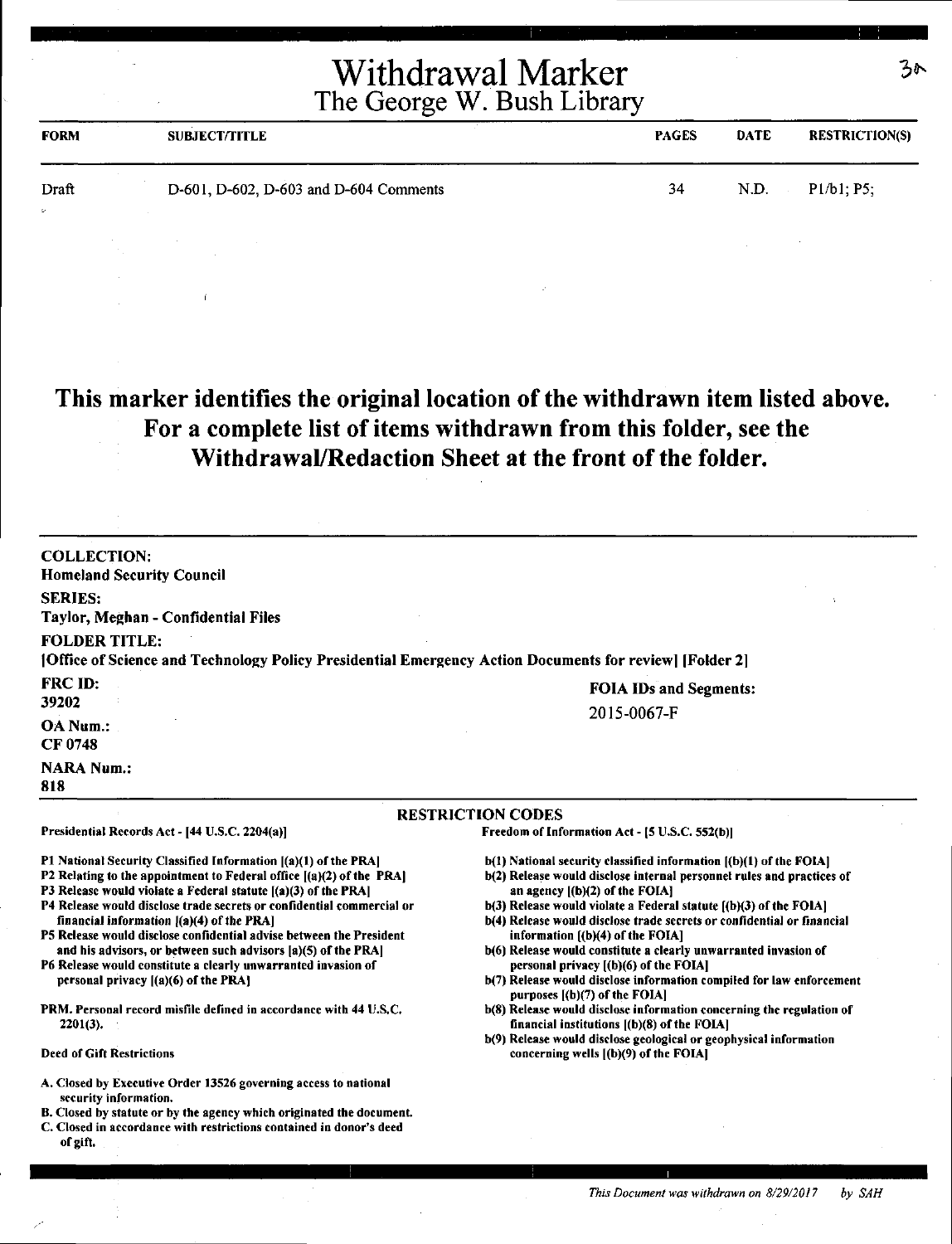# Withdrawal Marker
## The George W. Bush Library

3A

| FORM | SUBJECT/TITLE | PAGES | DATE | RESTRICTION(S) |
|---|---|---|---|---|
| Draft | D-601, D-602, D-603 and D-604 Comments | 34 | N.D. | P1/b1; P5; |

**This marker identifies the original location of the withdrawn item listed above. For a complete list of items withdrawn from this folder, see the Withdrawal/Redaction Sheet at the front of the folder.**

**COLLECTION:**
Homeland Security Council

**SERIES:**
Taylor, Meghan - Confidential Files

**FOLDER TITLE:**
[Office of Science and Technology Policy Presidential Emergency Action Documents for review] [Folder 2]

**FRC ID:**
39202

**OA Num.:**
CF 0748

**NARA Num.:**
818

**FOIA IDs and Segments:**
2015-0067-F

**RESTRICTION CODES**

**Presidential Records Act - [44 U.S.C. 2204(a)]**

P1 National Security Classified Information [(a)(1) of the PRA]
P2 Relating to the appointment to Federal office [(a)(2) of the PRA]
P3 Release would violate a Federal statute [(a)(3) of the PRA]
P4 Release would disclose trade secrets or confidential commercial or financial information [(a)(4) of the PRA]
P5 Release would disclose confidential advise between the President and his advisors, or between such advisors [a)(5) of the PRA]
P6 Release would constitute a clearly unwarranted invasion of personal privacy [(a)(6) of the PRA]

PRM. Personal record misfile defined in accordance with 44 U.S.C. 2201(3).

**Deed of Gift Restrictions**

A. Closed by Executive Order 13526 governing access to national security information.
B. Closed by statute or by the agency which originated the document.
C. Closed in accordance with restrictions contained in donor's deed of gift.

**Freedom of Information Act - [5 U.S.C. 552(b)]**

b(1) National security classified information [(b)(1) of the FOIA]
b(2) Release would disclose internal personnel rules and practices of an agency [(b)(2) of the FOIA]
b(3) Release would violate a Federal statute [(b)(3) of the FOIA]
b(4) Release would disclose trade secrets or confidential or financial information [(b)(4) of the FOIA]
b(6) Release would constitute a clearly unwarranted invasion of personal privacy [(b)(6) of the FOIA]
b(7) Release would disclose information compiled for law enforcement purposes [(b)(7) of the FOIA]
b(8) Release would disclose information concerning the regulation of financial institutions [(b)(8) of the FOIA]
b(9) Release would disclose geological or geophysical information concerning wells [(b)(9) of the FOIA]

*This Document was withdrawn on 8/29/2017 by SAH*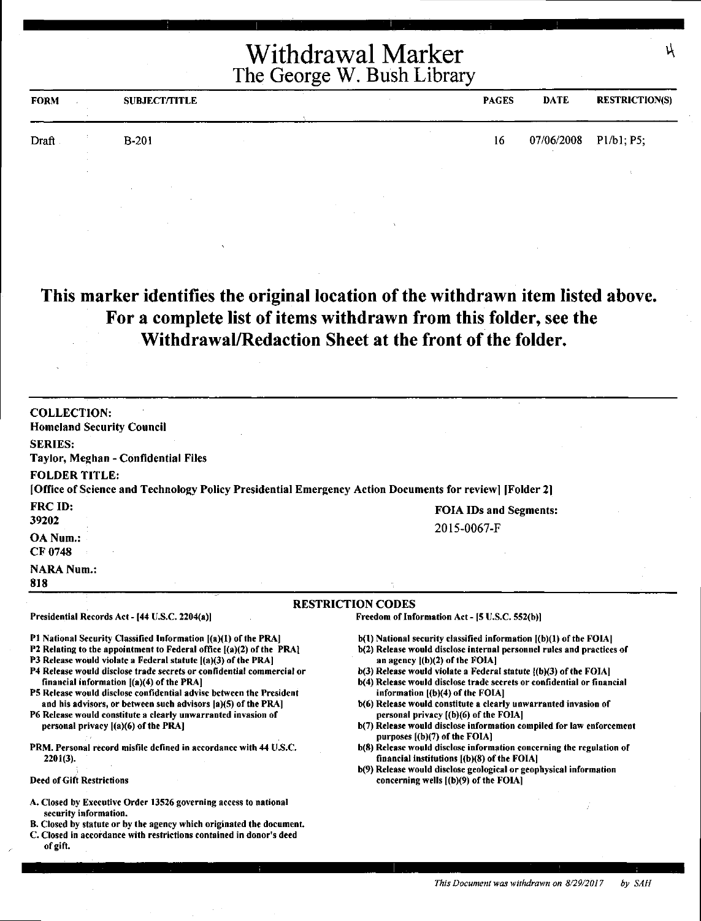# Withdrawal Marker

## The George W. Bush Library

| FORM | SUBJECT/TITLE | PAGES | DATE | RESTRICTION(S) |
| --- | --- | --- | --- | --- |
| Draft | B-201 | 16 | 07/06/2008 | P1/b1; P5; |

**This marker identifies the original location of the withdrawn item listed above. For a complete list of items withdrawn from this folder, see the Withdrawal/Redaction Sheet at the front of the folder.**

**COLLECTION:**
Homeland Security Council

**SERIES:**
Taylor, Meghan - Confidential Files

**FOLDER TITLE:**
[Office of Science and Technology Policy Presidential Emergency Action Documents for review] [Folder 2]

**FRC ID:**
39202

**OA Num.:**
CF 0748

**NARA Num.:**
818

**FOIA IDs and Segments:**
2015-0067-F

**RESTRICTION CODES**

**Presidential Records Act - [44 U.S.C. 2204(a)]**

- P1 National Security Classified Information [(a)(1) of the PRA]
- P2 Relating to the appointment to Federal office [(a)(2) of the PRA]
- P3 Release would violate a Federal statute [(a)(3) of the PRA]
- P4 Release would disclose trade secrets or confidential commercial or financial information [(a)(4) of the PRA]
- P5 Release would disclose confidential advise between the President and his advisors, or between such advisors [a)(5) of the PRA]
- P6 Release would constitute a clearly unwarranted invasion of personal privacy [(a)(6) of the PRA]

PRM. Personal record misfile defined in accordance with 44 U.S.C. 2201(3).

**Deed of Gift Restrictions**

- A. Closed by Executive Order 13526 governing access to national security information.
- B. Closed by statute or by the agency which originated the document.
- C. Closed in accordance with restrictions contained in donor's deed of gift.

**Freedom of Information Act - [5 U.S.C. 552(b)]**

- b(1) National security classified information [(b)(1) of the FOIA]
- b(2) Release would disclose internal personnel rules and practices of an agency [(b)(2) of the FOIA]
- b(3) Release would violate a Federal statute [(b)(3) of the FOIA]
- b(4) Release would disclose trade secrets or confidential or financial information [(b)(4) of the FOIA]
- b(6) Release would constitute a clearly unwarranted invasion of personal privacy [(b)(6) of the FOIA]
- b(7) Release would disclose information compiled for law enforcement purposes [(b)(7) of the FOIA]
- b(8) Release would disclose information concerning the regulation of financial institutions [(b)(8) of the FOIA]
- b(9) Release would disclose geological or geophysical information concerning wells [(b)(9) of the FOIA]

*This Document was withdrawn on 8/29/2017 by SAH*